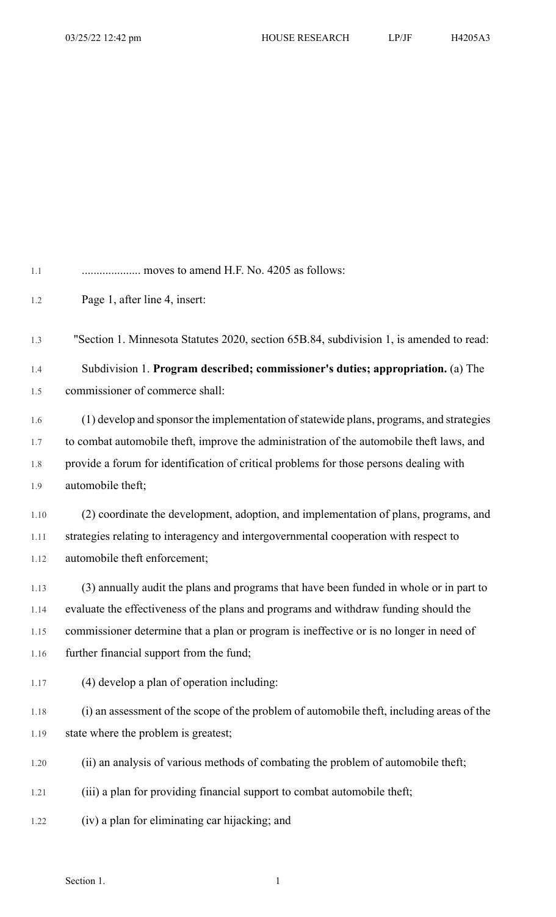.................... moves to amend H.F. No. 4205 as follows:

Page 1, after line 4, insert:

"Section 1. Minnesota Statutes 2020, section 65B.84, subdivision 1, is amended to read:

Subdivision 1. **Program described; commissioner's duties; appropriation.** (a) The commissioner of commerce shall:

(1) develop and sponsor the implementation of statewide plans, programs, and strategies to combat automobile theft, improve the administration of the automobile theft laws, and provide a forum for identification of critical problems for those persons dealing with automobile theft;

(2) coordinate the development, adoption, and implementation of plans, programs, and strategies relating to interagency and intergovernmental cooperation with respect to automobile theft enforcement;

(3) annually audit the plans and programs that have been funded in whole or in part to evaluate the effectiveness of the plans and programs and withdraw funding should the commissioner determine that a plan or program is ineffective or is no longer in need of further financial support from the fund;

(4) develop a plan of operation including:

(i) an assessment of the scope of the problem of automobile theft, including areas of the state where the problem is greatest;

(ii) an analysis of various methods of combating the problem of automobile theft;

(iii) a plan for providing financial support to combat automobile theft;

(iv) a plan for eliminating car hijacking; and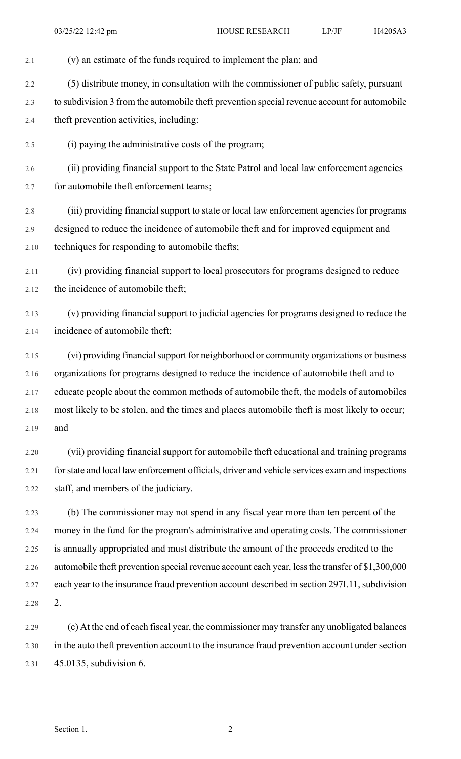(v) an estimate of the funds required to implement the plan; and

(5) distribute money, in consultation with the commissioner of public safety, pursuant to subdivision 3 from the automobile theft prevention special revenue account for automobile theft prevention activities, including:

(i) paying the administrative costs of the program;

(ii) providing financial support to the State Patrol and local law enforcement agencies for automobile theft enforcement teams;

(iii) providing financial support to state or local law enforcement agencies for programs designed to reduce the incidence of automobile theft and for improved equipment and techniques for responding to automobile thefts;

(iv) providing financial support to local prosecutors for programs designed to reduce the incidence of automobile theft;

(v) providing financial support to judicial agencies for programs designed to reduce the incidence of automobile theft;

(vi) providing financial support for neighborhood or community organizations or business organizations for programs designed to reduce the incidence of automobile theft and to educate people about the common methods of automobile theft, the models of automobiles most likely to be stolen, and the times and places automobile theft is most likely to occur; and

(vii) providing financial support for automobile theft educational and training programs for state and local law enforcement officials, driver and vehicle services exam and inspections staff, and members of the judiciary.

(b) The commissioner may not spend in any fiscal year more than ten percent of the money in the fund for the program's administrative and operating costs. The commissioner is annually appropriated and must distribute the amount of the proceeds credited to the automobile theft prevention special revenue account each year, less the transfer of $1,300,000 each year to the insurance fraud prevention account described in section 297I.11, subdivision 2.

(c) At the end of each fiscal year, the commissioner may transfer any unobligated balances in the auto theft prevention account to the insurance fraud prevention account under section 45.0135, subdivision 6.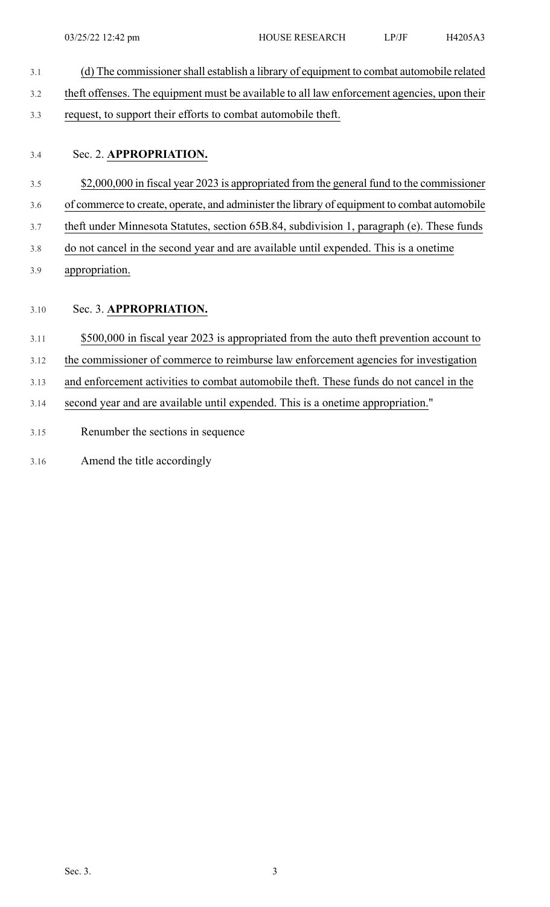(d) The commissioner shall establish a library of equipment to combat automobile related theft offenses. The equipment must be available to all law enforcement agencies, upon their request, to support their efforts to combat automobile theft.

Sec. 2. **APPROPRIATION.**

$2,000,000 in fiscal year 2023 is appropriated from the general fund to the commissioner of commerce to create, operate, and administer the library of equipment to combat automobile theft under Minnesota Statutes, section 65B.84, subdivision 1, paragraph (e). These funds do not cancel in the second year and are available until expended. This is a onetime appropriation.

Sec. 3. **APPROPRIATION.**

$500,000 in fiscal year 2023 is appropriated from the auto theft prevention account to the commissioner of commerce to reimburse law enforcement agencies for investigation and enforcement activities to combat automobile theft. These funds do not cancel in the second year and are available until expended. This is a onetime appropriation."

Renumber the sections in sequence

Amend the title accordingly